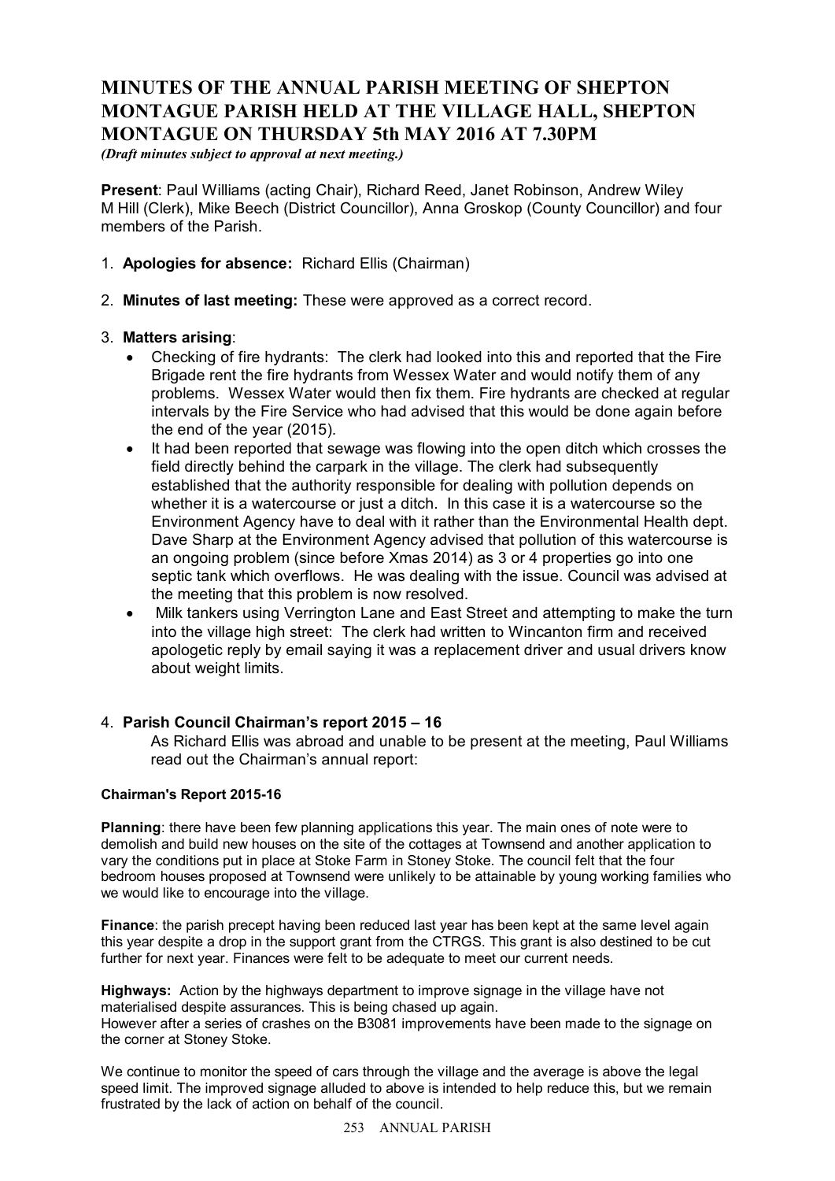# MINUTES OF THE ANNUAL PARISH MEETING OF SHEPTON MONTAGUE PARISH HELD AT THE VILLAGE HALL, SHEPTON MONTAGUE ON THURSDAY 5th MAY 2016 AT 7.30PM

***(Draft minutes subject to approval at next meeting.)***

**Present**: Paul Williams (acting Chair), Richard Reed, Janet Robinson, Andrew Wiley M Hill (Clerk), Mike Beech (District Councillor), Anna Groskop (County Councillor) and four members of the Parish.

1. **Apologies for absence:** Richard Ellis (Chairman)

2. **Minutes of last meeting:** These were approved as a correct record.

3. **Matters arising**:
   - Checking of fire hydrants: The clerk had looked into this and reported that the Fire Brigade rent the fire hydrants from Wessex Water and would notify them of any problems. Wessex Water would then fix them. Fire hydrants are checked at regular intervals by the Fire Service who had advised that this would be done again before the end of the year (2015).
   - It had been reported that sewage was flowing into the open ditch which crosses the field directly behind the carpark in the village. The clerk had subsequently established that the authority responsible for dealing with pollution depends on whether it is a watercourse or just a ditch. In this case it is a watercourse so the Environment Agency have to deal with it rather than the Environmental Health dept. Dave Sharp at the Environment Agency advised that pollution of this watercourse is an ongoing problem (since before Xmas 2014) as 3 or 4 properties go into one septic tank which overflows. He was dealing with the issue. Council was advised at the meeting that this problem is now resolved.
   - Milk tankers using Verrington Lane and East Street and attempting to make the turn into the village high street: The clerk had written to Wincanton firm and received apologetic reply by email saying it was a replacement driver and usual drivers know about weight limits.

4. **Parish Council Chairman's report 2015 – 16**

   As Richard Ellis was abroad and unable to be present at the meeting, Paul Williams read out the Chairman's annual report:

**Chairman's Report 2015-16**

**Planning**: there have been few planning applications this year. The main ones of note were to demolish and build new houses on the site of the cottages at Townsend and another application to vary the conditions put in place at Stoke Farm in Stoney Stoke. The council felt that the four bedroom houses proposed at Townsend were unlikely to be attainable by young working families who we would like to encourage into the village.

**Finance**: the parish precept having been reduced last year has been kept at the same level again this year despite a drop in the support grant from the CTRGS. This grant is also destined to be cut further for next year. Finances were felt to be adequate to meet our current needs.

**Highways:** Action by the highways department to improve signage in the village have not materialised despite assurances. This is being chased up again.
However after a series of crashes on the B3081 improvements have been made to the signage on the corner at Stoney Stoke.

We continue to monitor the speed of cars through the village and the average is above the legal speed limit. The improved signage alluded to above is intended to help reduce this, but we remain frustrated by the lack of action on behalf of the council.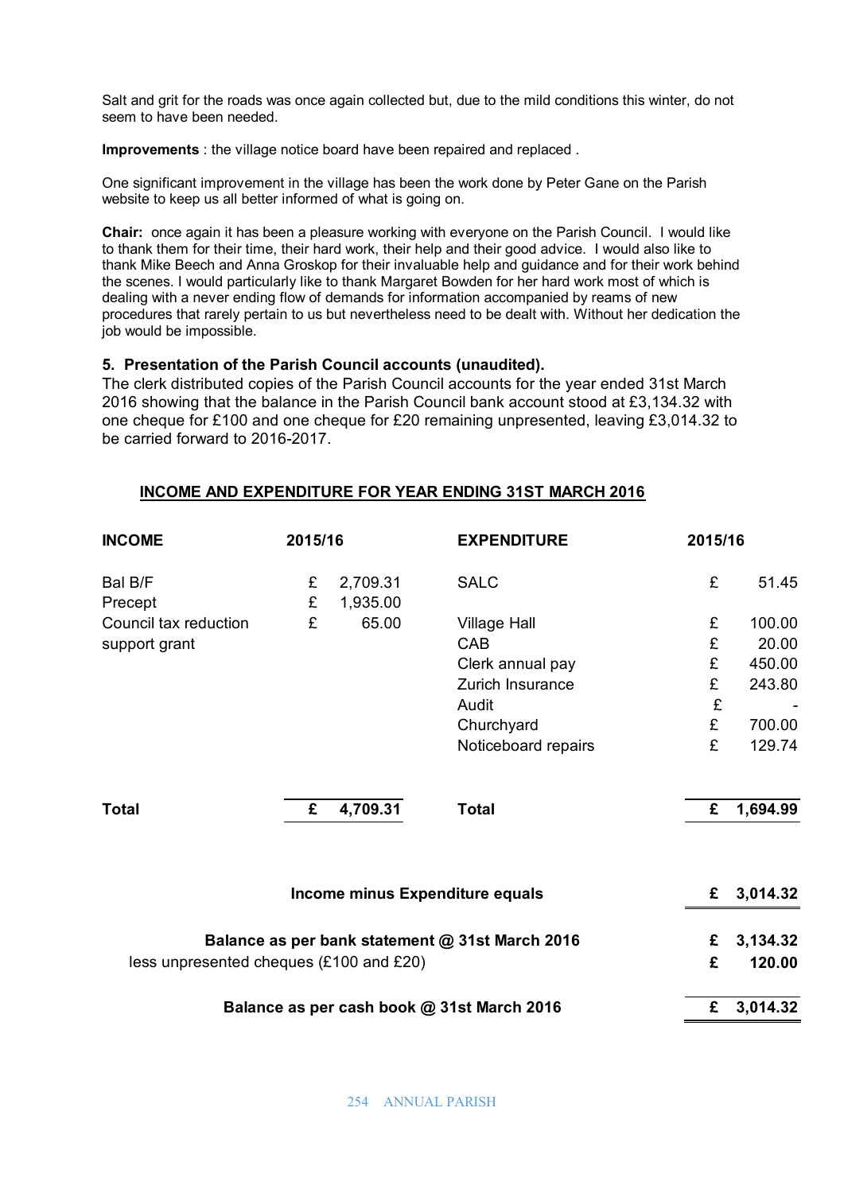Salt and grit for the roads was once again collected but, due to the mild conditions this winter, do not seem to have been needed.

**Improvements** : the village notice board have been repaired and replaced .

One significant improvement in the village has been the work done by Peter Gane on the Parish website to keep us all better informed of what is going on.

**Chair:** once again it has been a pleasure working with everyone on the Parish Council. I would like to thank them for their time, their hard work, their help and their good advice. I would also like to thank Mike Beech and Anna Groskop for their invaluable help and guidance and for their work behind the scenes. I would particularly like to thank Margaret Bowden for her hard work most of which is dealing with a never ending flow of demands for information accompanied by reams of new procedures that rarely pertain to us but nevertheless need to be dealt with. Without her dedication the job would be impossible.

### 5. Presentation of the Parish Council accounts (unaudited).

The clerk distributed copies of the Parish Council accounts for the year ended 31st March 2016 showing that the balance in the Parish Council bank account stood at £3,134.32 with one cheque for £100 and one cheque for £20 remaining unpresented, leaving £3,014.32 to be carried forward to 2016-2017.

**INCOME AND EXPENDITURE FOR YEAR ENDING 31ST MARCH 2016**

| INCOME | 2015/16 | | EXPENDITURE | 2015/16 | |
|---|---|---|---|---|---|
| Bal B/F | £ | 2,709.31 | SALC | £ | 51.45 |
| Precept | £ | 1,935.00 | | | |
| Council tax reduction support grant | £ | 65.00 | Village Hall | £ | 100.00 |
| | | | CAB | £ | 20.00 |
| | | | Clerk annual pay | £ | 450.00 |
| | | | Zurich Insurance | £ | 243.80 |
| | | | Audit | £ | - |
| | | | Churchyard | £ | 700.00 |
| | | | Noticeboard repairs | £ | 129.74 |
| **Total** | **£** | **4,709.31** | **Total** | **£** | **1,694.99** |

| | | |
|---|---|---|
| **Income minus Expenditure equals** | **£** | **3,014.32** |
| **Balance as per bank statement @ 31st March 2016** | **£** | **3,134.32** |
| less unpresented cheques (£100 and £20) | **£** | **120.00** |
| **Balance as per cash book @ 31st March 2016** | **£** | **3,014.32** |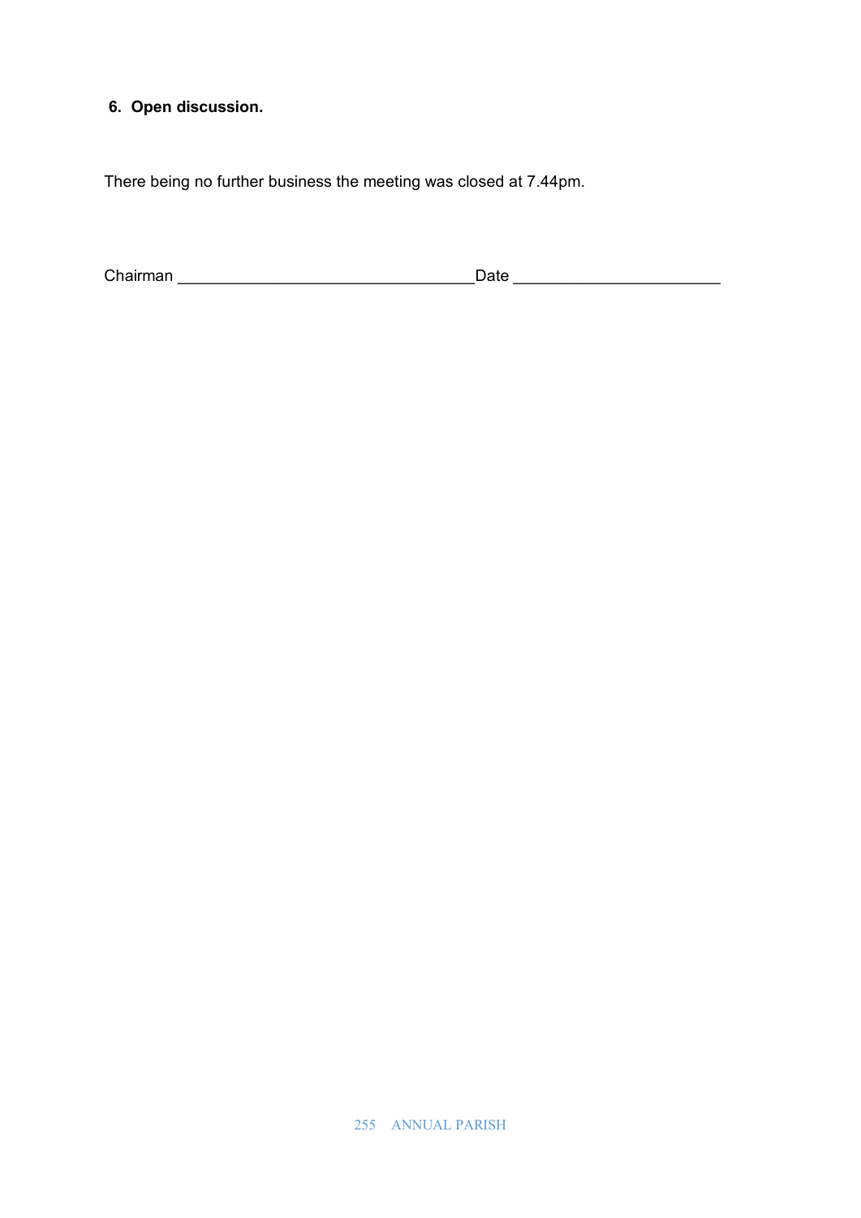**6. Open discussion.**

There being no further business the meeting was closed at 7.44pm.

Chairman ________________________________ Date ______________________